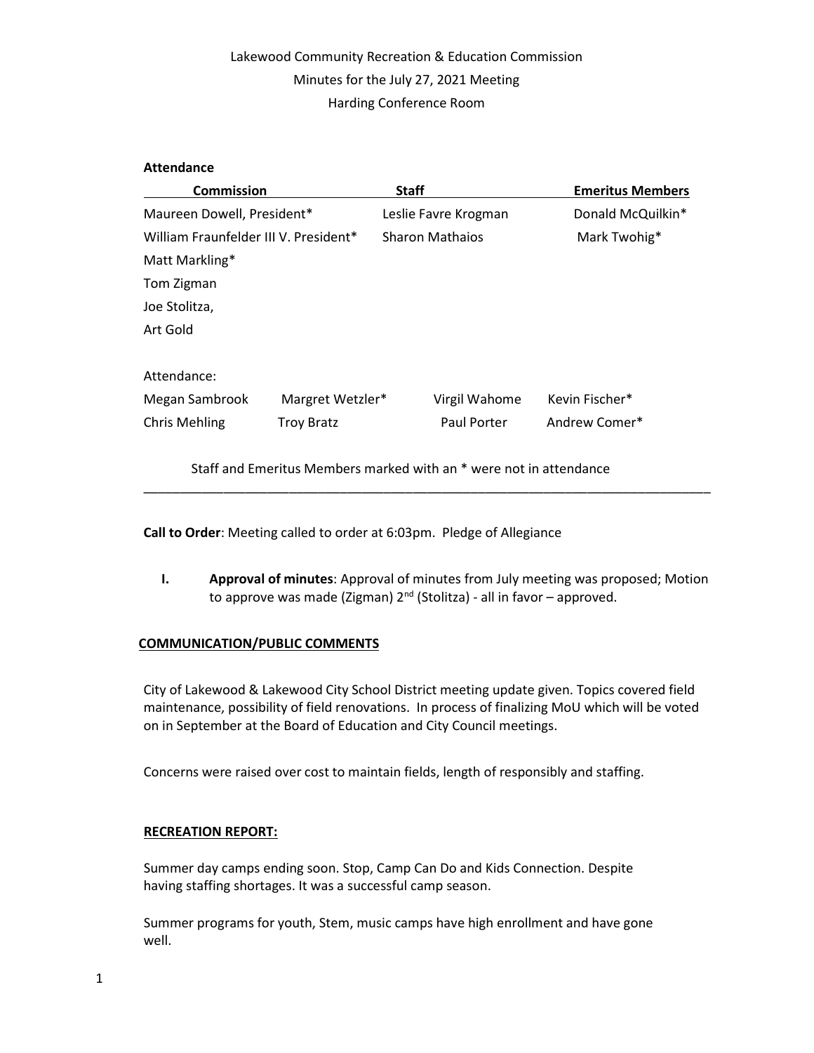Lakewood Community Recreation & Education Commission
Minutes for the July 27, 2021 Meeting
Harding Conference Room

**Attendance**

| Commission | Staff | Emeritus Members |
|---|---|---|
| Maureen Dowell, President* | Leslie Favre Krogman | Donald McQuilkin* |
| William Fraunfelder III V. President* | Sharon Mathaios | Mark Twohig* |
| Matt Markling* | | |
| Tom Zigman | | |
| Joe Stolitza, | | |
| Art Gold | | |

Attendance:

| | | | |
|---|---|---|---|
| Megan Sambrook | Margret Wetzler* | Virgil Wahome | Kevin Fischer* |
| Chris Mehling | Troy Bratz | Paul Porter | Andrew Comer* |

Staff and Emeritus Members marked with an * were not in attendance

---

**Call to Order**: Meeting called to order at 6:03pm. Pledge of Allegiance

**I.** **Approval of minutes**: Approval of minutes from July meeting was proposed; Motion to approve was made (Zigman) 2nd (Stolitza) - all in favor – approved.

**COMMUNICATION/PUBLIC COMMENTS**

City of Lakewood & Lakewood City School District meeting update given. Topics covered field maintenance, possibility of field renovations. In process of finalizing MoU which will be voted on in September at the Board of Education and City Council meetings.

Concerns were raised over cost to maintain fields, length of responsibly and staffing.

**RECREATION REPORT:**

Summer day camps ending soon. Stop, Camp Can Do and Kids Connection. Despite having staffing shortages. It was a successful camp season.

Summer programs for youth, Stem, music camps have high enrollment and have gone well.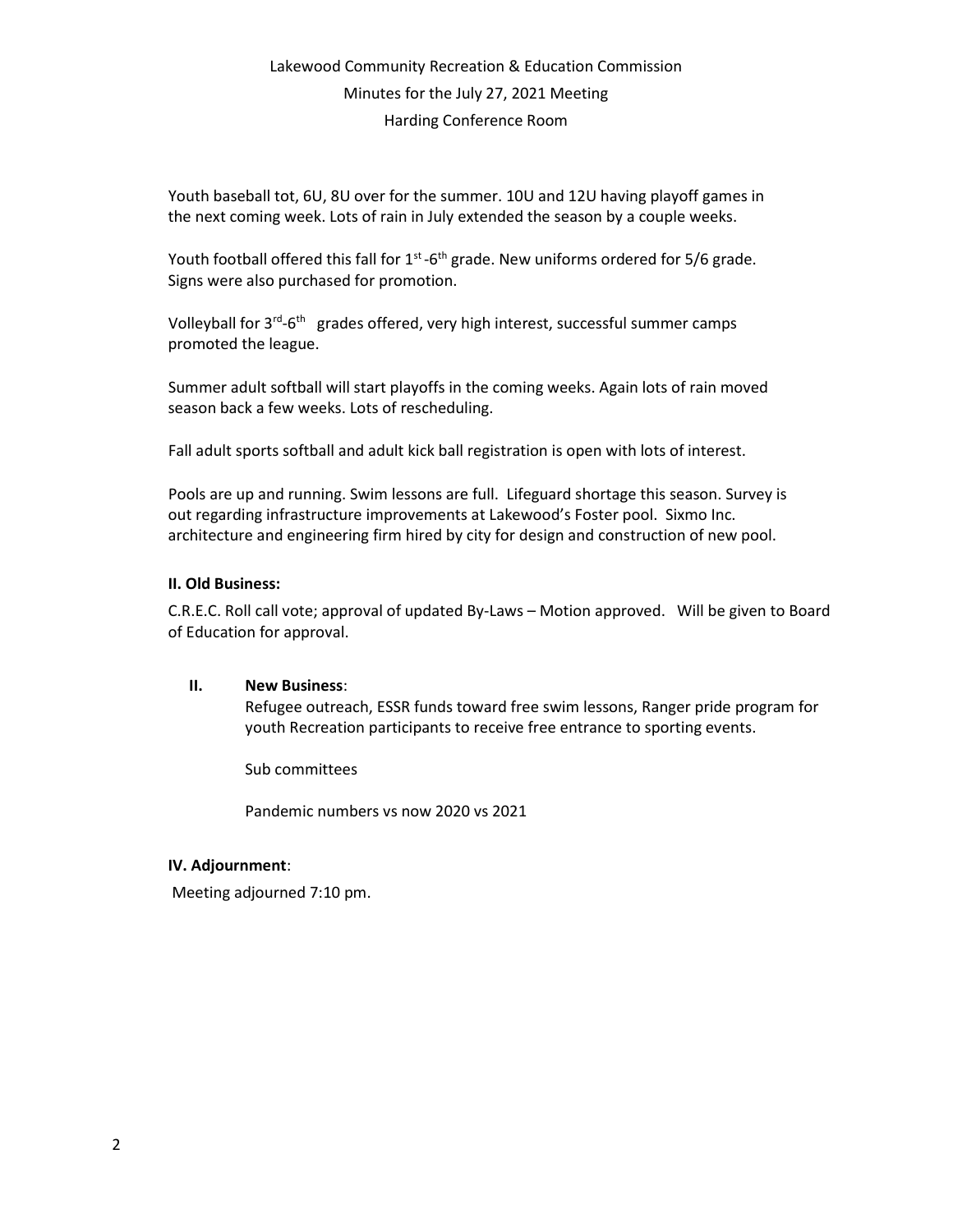Lakewood Community Recreation & Education Commission

Minutes for the July 27, 2021 Meeting

Harding Conference Room

Youth baseball tot, 6U, 8U over for the summer. 10U and 12U having playoff games in the next coming week. Lots of rain in July extended the season by a couple weeks.

Youth football offered this fall for 1st-6th grade. New uniforms ordered for 5/6 grade. Signs were also purchased for promotion.

Volleyball for 3rd-6th grades offered, very high interest, successful summer camps promoted the league.

Summer adult softball will start playoffs in the coming weeks. Again lots of rain moved season back a few weeks. Lots of rescheduling.

Fall adult sports softball and adult kick ball registration is open with lots of interest.

Pools are up and running. Swim lessons are full. Lifeguard shortage this season. Survey is out regarding infrastructure improvements at Lakewood's Foster pool. Sixmo Inc. architecture and engineering firm hired by city for design and construction of new pool.

**II. Old Business:**

C.R.E.C. Roll call vote; approval of updated By-Laws – Motion approved. Will be given to Board of Education for approval.

**II. New Business**:

Refugee outreach, ESSR funds toward free swim lessons, Ranger pride program for youth Recreation participants to receive free entrance to sporting events.

Sub committees

Pandemic numbers vs now 2020 vs 2021

**IV. Adjournment**:

Meeting adjourned 7:10 pm.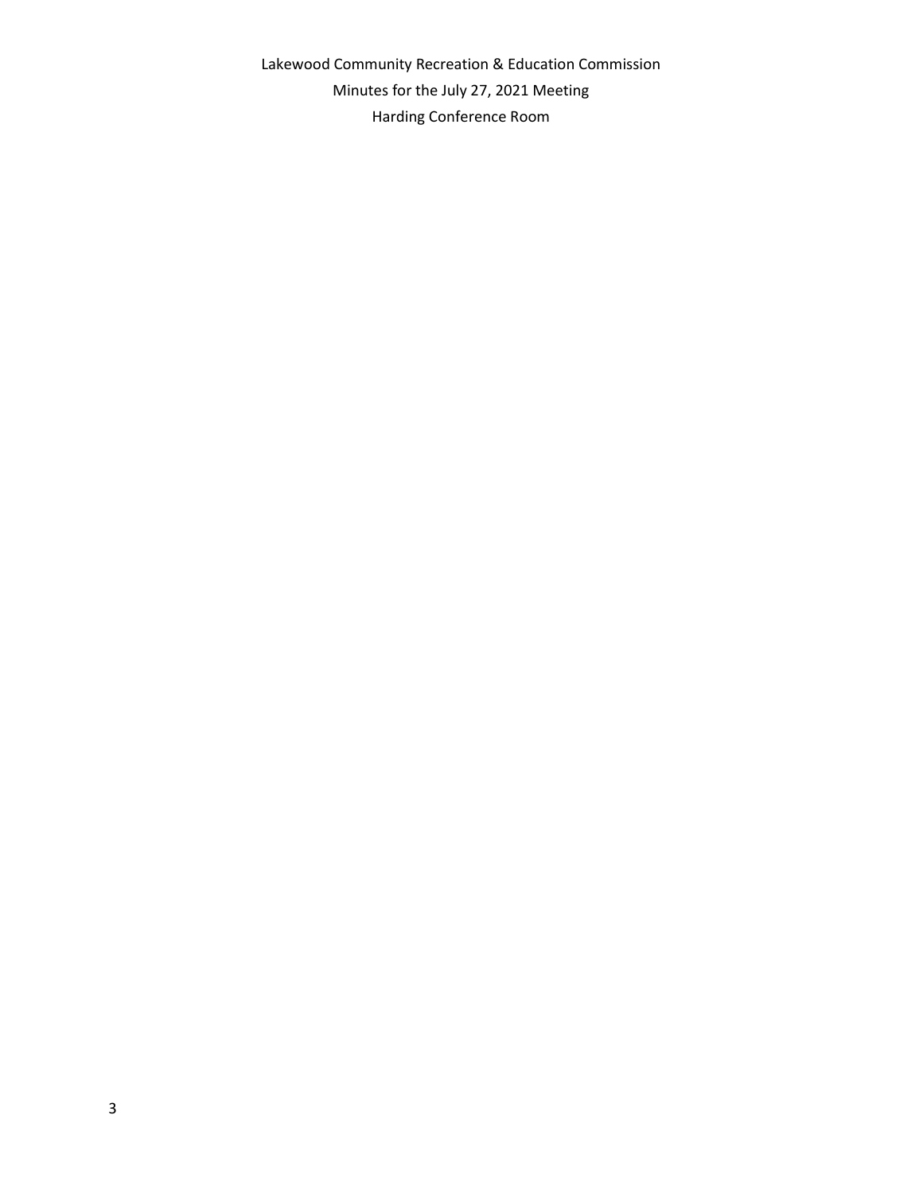Lakewood Community Recreation & Education Commission

Minutes for the July 27, 2021 Meeting

Harding Conference Room